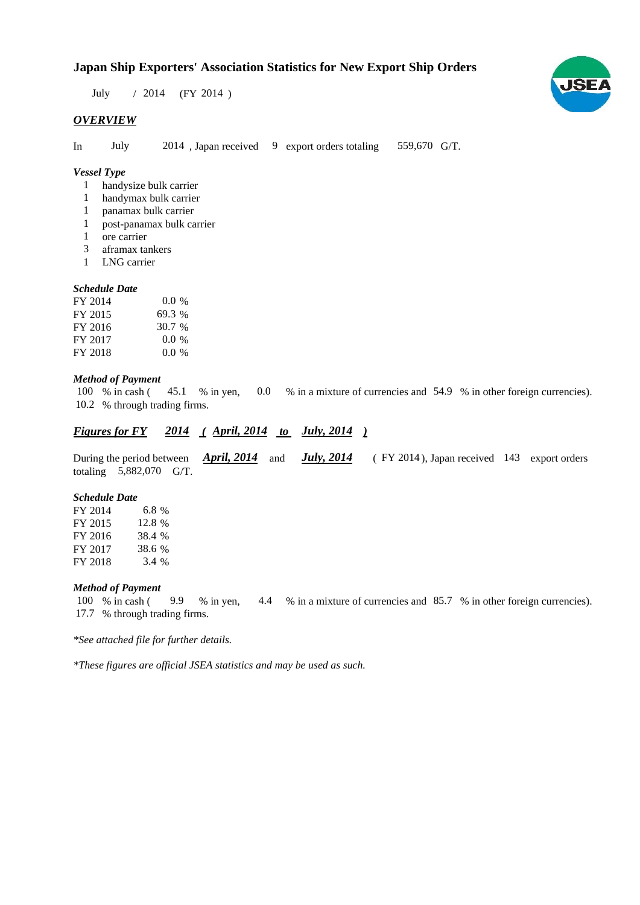# Japan Ship Exporters' Association Statistics for New Export Ship Orders

July / 2014 (FY 2014 )

## *OVERVIEW*

In July 2014 , Japan received 9 export orders totaling 559,670 G/T.

### *Vessel Type*

- 1 handysize bulk carrier
- 1 handymax bulk carrier
- 1 panamax bulk carrier
- 1 post-panamax bulk carrier
- 1 ore carrier
- 3 aframax tankers
- 1 LNG carrier

### *Schedule Date*

| | |
|---|---|
| FY 2014 | 0.0 % |
| FY 2015 | 69.3 % |
| FY 2016 | 30.7 % |
| FY 2017 | 0.0 % |
| FY 2018 | 0.0 % |

### *Method of Payment*

100 % in cash ( 45.1 % in yen, 0.0 % in a mixture of currencies and 54.9 % in other foreign currencies).
10.2 % through trading firms.

## *Figures for FY 2014 ( April, 2014 to July, 2014 )*

During the period between ***April, 2014*** and ***July, 2014*** ( FY 2014 ), Japan received 143 export orders totaling 5,882,070 G/T.

### *Schedule Date*

| | |
|---|---|
| FY 2014 | 6.8 % |
| FY 2015 | 12.8 % |
| FY 2016 | 38.4 % |
| FY 2017 | 38.6 % |
| FY 2018 | 3.4 % |

### *Method of Payment*

100 % in cash ( 9.9 % in yen, 4.4 % in a mixture of currencies and 85.7 % in other foreign currencies).
17.7 % through trading firms.

*\*See attached file for further details.*

*\*These figures are official JSEA statistics and may be used as such.*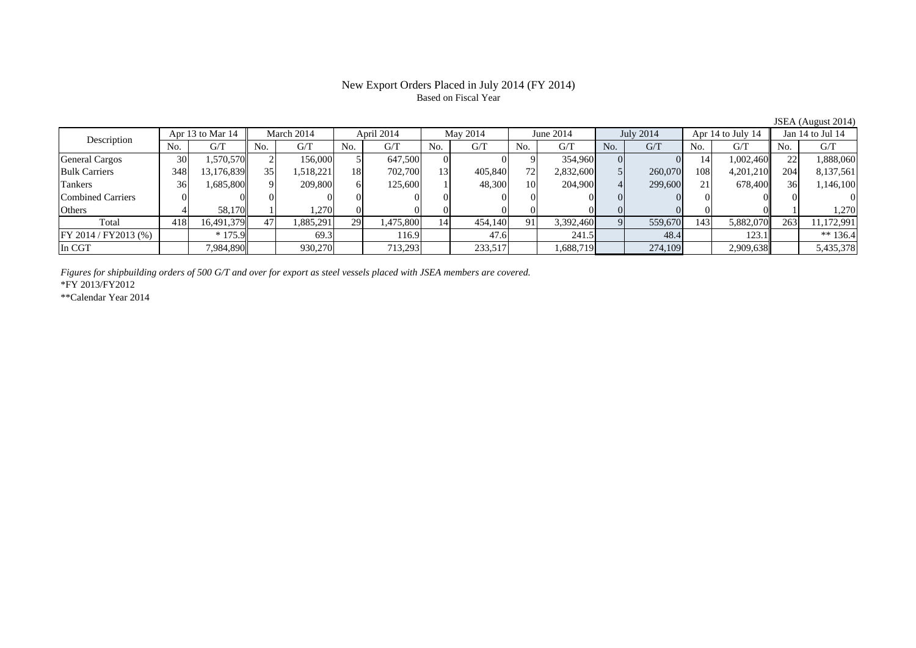# New Export Orders Placed in July 2014 (FY 2014)

Based on Fiscal Year

JSEA (August 2014)

| Description | Apr 13 to Mar 14 | | March 2014 | | April 2014 | | May 2014 | | June 2014 | | July 2014 | | Apr 14 to July 14 | | Jan 14 to Jul 14 | |
|---|---|---|---|---|---|---|---|---|---|---|---|---|---|---|---|---|
| | No. | G/T | No. | G/T | No. | G/T | No. | G/T | No. | G/T | No. | G/T | No. | G/T | No. | G/T |
| General Cargos | 30 | 1,570,570 | 2 | 156,000 | 5 | 647,500 | 0 | 0 | 9 | 354,960 | 0 | 0 | 14 | 1,002,460 | 22 | 1,888,060 |
| Bulk Carriers | 348 | 13,176,839 | 35 | 1,518,221 | 18 | 702,700 | 13 | 405,840 | 72 | 2,832,600 | 5 | 260,070 | 108 | 4,201,210 | 204 | 8,137,561 |
| Tankers | 36 | 1,685,800 | 9 | 209,800 | 6 | 125,600 | 1 | 48,300 | 10 | 204,900 | 4 | 299,600 | 21 | 678,400 | 36 | 1,146,100 |
| Combined Carriers | 0 | 0 | 0 | 0 | 0 | 0 | 0 | 0 | 0 | 0 | 0 | 0 | 0 | 0 | 0 | 0 |
| Others | 4 | 58,170 | 1 | 1,270 | 0 | 0 | 0 | 0 | 0 | 0 | 0 | 0 | 0 | 0 | 1 | 1,270 |
| Total | 418 | 16,491,379 | 47 | 1,885,291 | 29 | 1,475,800 | 14 | 454,140 | 91 | 3,392,460 | 9 | 559,670 | 143 | 5,882,070 | 263 | 11,172,991 |
| FY 2014 / FY2013 (%) | | * 175.9 | | 69.3 | | 116.9 | | 47.6 | | 241.5 | | 48.4 | | 123.1 | | ** 136.4 |
| In CGT | | 7,984,890 | | 930,270 | | 713,293 | | 233,517 | | 1,688,719 | | 274,109 | | 2,909,638 | | 5,435,378 |

*Figures for shipbuilding orders of 500 G/T and over for export as steel vessels placed with JSEA members are covered.*

*FY 2013/FY2012

**Calendar Year 2014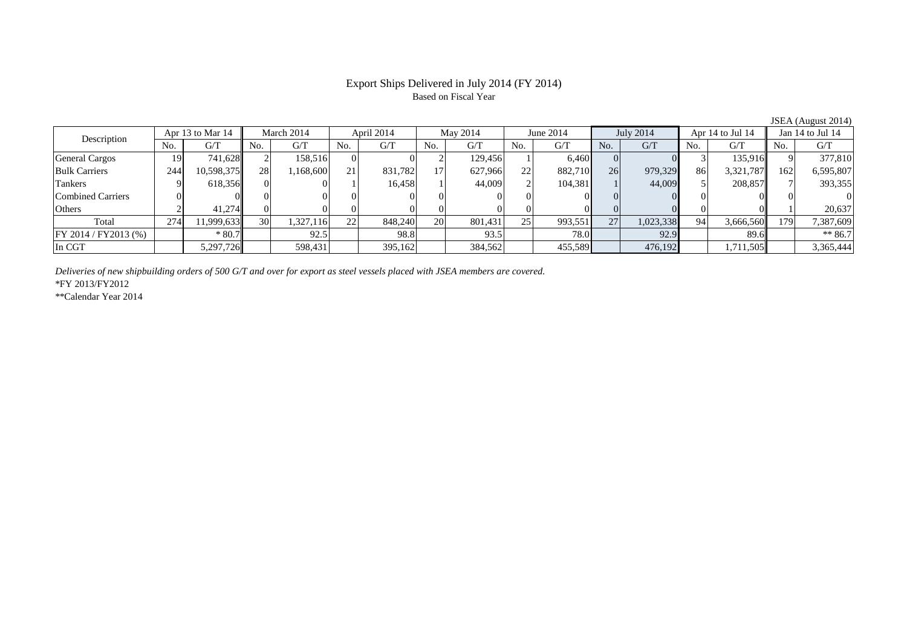# Export Ships Delivered in July 2014 (FY 2014)

Based on Fiscal Year

JSEA (August 2014)

| Description | Apr 13 to Mar 14 | | March 2014 | | April 2014 | | May 2014 | | June 2014 | | July 2014 | | Apr 14 to Jul 14 | | Jan 14 to Jul 14 | |
|---|---|---|---|---|---|---|---|---|---|---|---|---|---|---|---|---|
| | No. | G/T | No. | G/T | No. | G/T | No. | G/T | No. | G/T | No. | G/T | No. | G/T | No. | G/T |
| General Cargos | 19 | 741,628 | 2 | 158,516 | 0 | 0 | 2 | 129,456 | 1 | 6,460 | 0 | 0 | 3 | 135,916 | 9 | 377,810 |
| Bulk Carriers | 244 | 10,598,375 | 28 | 1,168,600 | 21 | 831,782 | 17 | 627,966 | 22 | 882,710 | 26 | 979,329 | 86 | 3,321,787 | 162 | 6,595,807 |
| Tankers | 9 | 618,356 | 0 | 0 | 1 | 16,458 | 1 | 44,009 | 2 | 104,381 | 1 | 44,009 | 5 | 208,857 | 7 | 393,355 |
| Combined Carriers | 0 | 0 | 0 | 0 | 0 | 0 | 0 | 0 | 0 | 0 | 0 | 0 | 0 | 0 | 0 | 0 |
| Others | 2 | 41,274 | 0 | 0 | 0 | 0 | 0 | 0 | 0 | 0 | 0 | 0 | 0 | 0 | 1 | 20,637 |
| Total | 274 | 11,999,633 | 30 | 1,327,116 | 22 | 848,240 | 20 | 801,431 | 25 | 993,551 | 27 | 1,023,338 | 94 | 3,666,560 | 179 | 7,387,609 |
| FY 2014 / FY2013 (%) | | * 80.7 | | 92.5 | | 98.8 | | 93.5 | | 78.0 | | 92.9 | | 89.6 | | ** 86.7 |
| In CGT | | 5,297,726 | | 598,431 | | 395,162 | | 384,562 | | 455,589 | | 476,192 | | 1,711,505 | | 3,365,444 |

*Deliveries of new shipbuilding orders of 500 G/T and over for export as steel vessels placed with JSEA members are covered.*

*FY 2013/FY2012

**Calendar Year 2014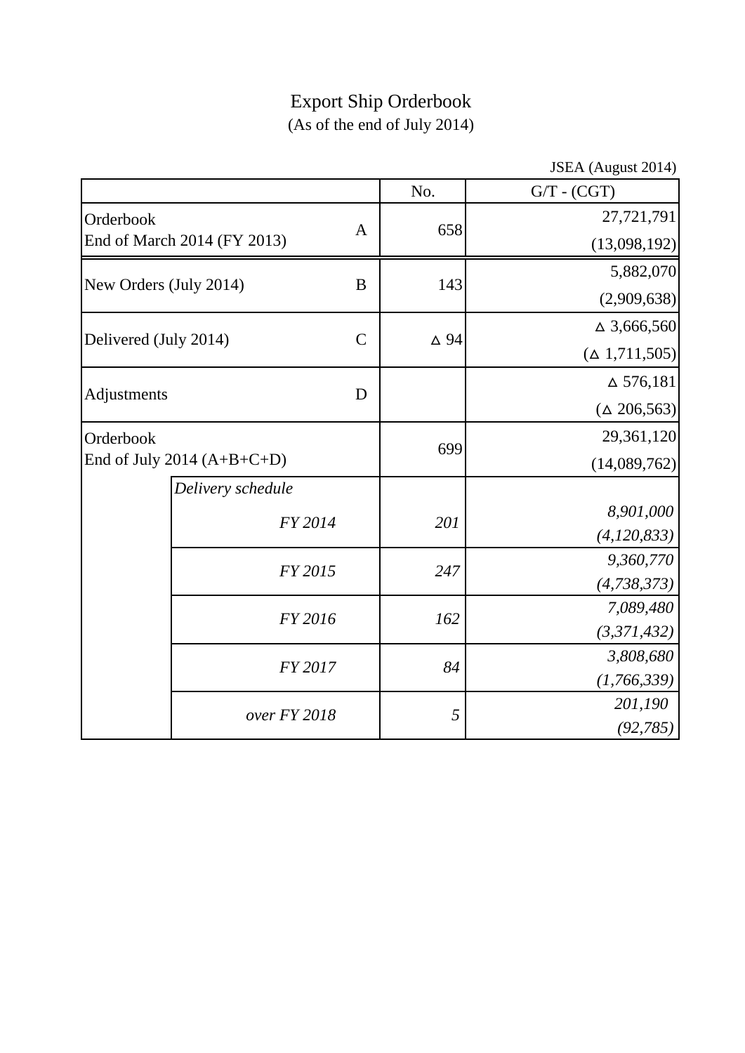# Export Ship Orderbook

(As of the end of July 2014)

JSEA (August 2014)

| | | | No. | G/T - (CGT) |
|---|---|---|---|---|
| Orderbook<br>End of March 2014 (FY 2013) | | A | 658 | 27,721,791<br>(13,098,192) |
| New Orders (July 2014) | | B | 143 | 5,882,070<br>(2,909,638) |
| Delivered (July 2014) | | C | ∆ 94 | ∆ 3,666,560<br>(∆ 1,711,505) |
| Adjustments | | D | | ∆ 576,181<br>(∆ 206,563) |
| Orderbook<br>End of July 2014 (A+B+C+D) | | | 699 | 29,361,120<br>(14,089,762) |
| | *Delivery schedule*<br>*FY 2014* | | *201* | *8,901,000*<br>*(4,120,833)* |
| | *FY 2015* | | *247* | *9,360,770*<br>*(4,738,373)* |
| | *FY 2016* | | *162* | *7,089,480*<br>*(3,371,432)* |
| | *FY 2017* | | *84* | *3,808,680*<br>*(1,766,339)* |
| | *over FY 2018* | | *5* | *201,190*<br>*(92,785)* |